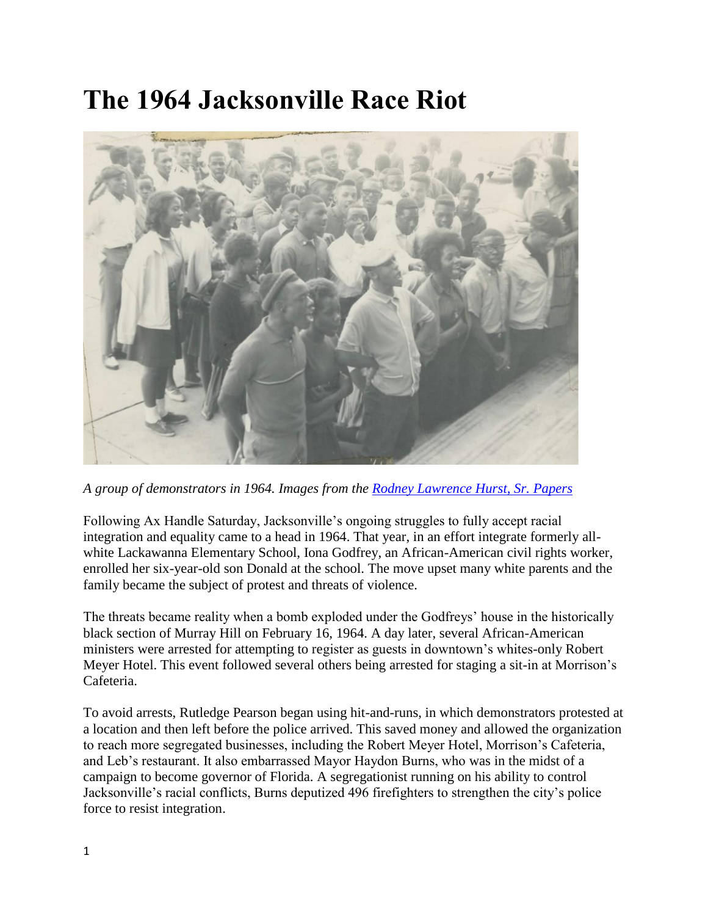# The 1964 Jacksonville Race Riot

*A group of demonstrators in 1964. Images from the [Rodney Lawrence Hurst, Sr. Papers]*

Following Ax Handle Saturday, Jacksonville's ongoing struggles to fully accept racial integration and equality came to a head in 1964. That year, in an effort integrate formerly all-white Lackawanna Elementary School, Iona Godfrey, an African-American civil rights worker, enrolled her six-year-old son Donald at the school. The move upset many white parents and the family became the subject of protest and threats of violence.

The threats became reality when a bomb exploded under the Godfreys' house in the historically black section of Murray Hill on February 16, 1964. A day later, several African-American ministers were arrested for attempting to register as guests in downtown's whites-only Robert Meyer Hotel. This event followed several others being arrested for staging a sit-in at Morrison's Cafeteria.

To avoid arrests, Rutledge Pearson began using hit-and-runs, in which demonstrators protested at a location and then left before the police arrived. This saved money and allowed the organization to reach more segregated businesses, including the Robert Meyer Hotel, Morrison's Cafeteria, and Leb's restaurant. It also embarrassed Mayor Haydon Burns, who was in the midst of a campaign to become governor of Florida. A segregationist running on his ability to control Jacksonville's racial conflicts, Burns deputized 496 firefighters to strengthen the city's police force to resist integration.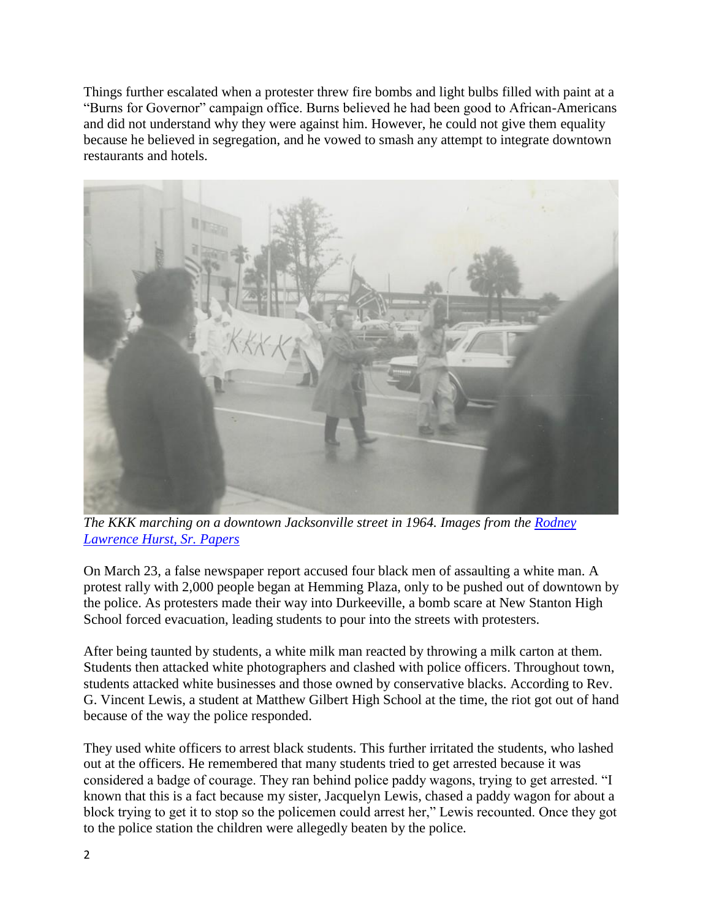Things further escalated when a protester threw fire bombs and light bulbs filled with paint at a "Burns for Governor" campaign office. Burns believed he had been good to African-Americans and did not understand why they were against him. However, he could not give them equality because he believed in segregation, and he vowed to smash any attempt to integrate downtown restaurants and hotels.

*The KKK marching on a downtown Jacksonville street in 1964. Images from the [Rodney Lawrence Hurst, Sr. Papers]*

On March 23, a false newspaper report accused four black men of assaulting a white man. A protest rally with 2,000 people began at Hemming Plaza, only to be pushed out of downtown by the police. As protesters made their way into Durkeeville, a bomb scare at New Stanton High School forced evacuation, leading students to pour into the streets with protesters.

After being taunted by students, a white milk man reacted by throwing a milk carton at them. Students then attacked white photographers and clashed with police officers. Throughout town, students attacked white businesses and those owned by conservative blacks. According to Rev. G. Vincent Lewis, a student at Matthew Gilbert High School at the time, the riot got out of hand because of the way the police responded.

They used white officers to arrest black students. This further irritated the students, who lashed out at the officers. He remembered that many students tried to get arrested because it was considered a badge of courage. They ran behind police paddy wagons, trying to get arrested. "I known that this is a fact because my sister, Jacquelyn Lewis, chased a paddy wagon for about a block trying to get it to stop so the policemen could arrest her," Lewis recounted. Once they got to the police station the children were allegedly beaten by the police.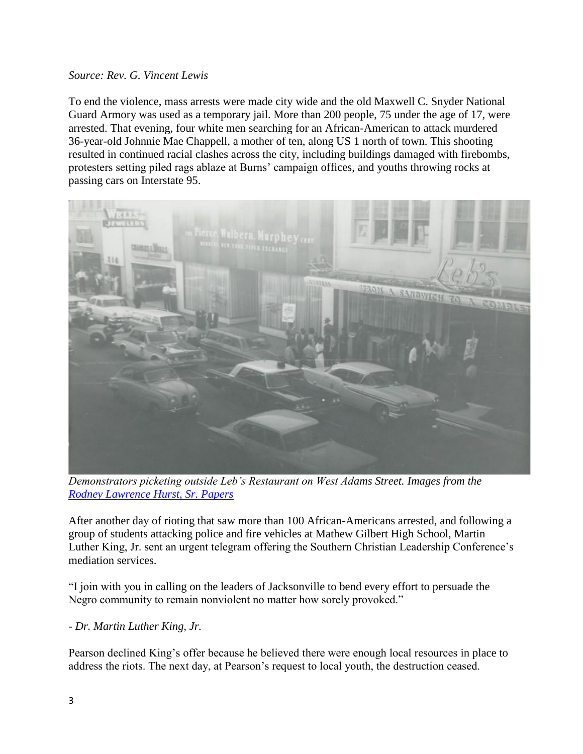*Source: Rev. G. Vincent Lewis*

To end the violence, mass arrests were made city wide and the old Maxwell C. Snyder National Guard Armory was used as a temporary jail. More than 200 people, 75 under the age of 17, were arrested. That evening, four white men searching for an African-American to attack murdered 36-year-old Johnnie Mae Chappell, a mother of ten, along US 1 north of town. This shooting resulted in continued racial clashes across the city, including buildings damaged with firebombs, protesters setting piled rags ablaze at Burns' campaign offices, and youths throwing rocks at passing cars on Interstate 95.

*Demonstrators picketing outside Leb's Restaurant on West Adams Street. Images from the [Rodney Lawrence Hurst, Sr. Papers]()*

After another day of rioting that saw more than 100 African-Americans arrested, and following a group of students attacking police and fire vehicles at Mathew Gilbert High School, Martin Luther King, Jr. sent an urgent telegram offering the Southern Christian Leadership Conference's mediation services.

"I join with you in calling on the leaders of Jacksonville to bend every effort to persuade the Negro community to remain nonviolent no matter how sorely provoked."

*- Dr. Martin Luther King, Jr.*

Pearson declined King's offer because he believed there were enough local resources in place to address the riots. The next day, at Pearson's request to local youth, the destruction ceased.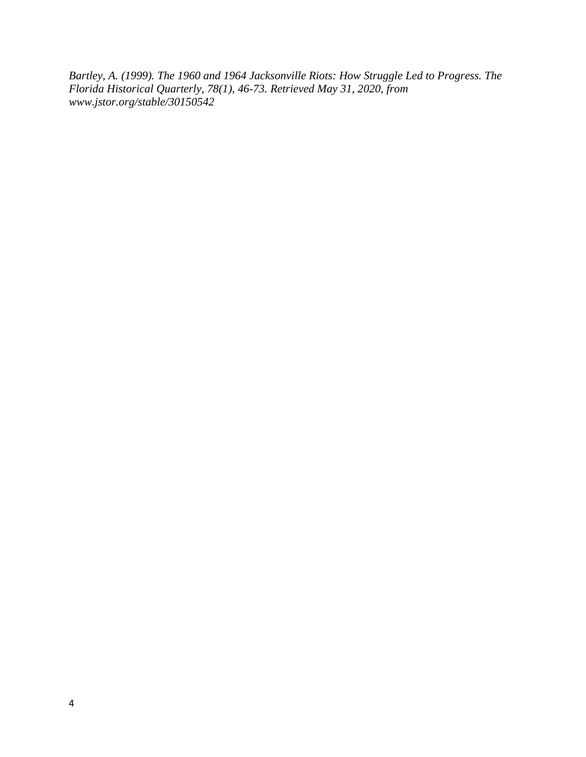*Bartley, A. (1999). The 1960 and 1964 Jacksonville Riots: How Struggle Led to Progress. The Florida Historical Quarterly, 78(1), 46-73. Retrieved May 31, 2020, from www.jstor.org/stable/30150542*